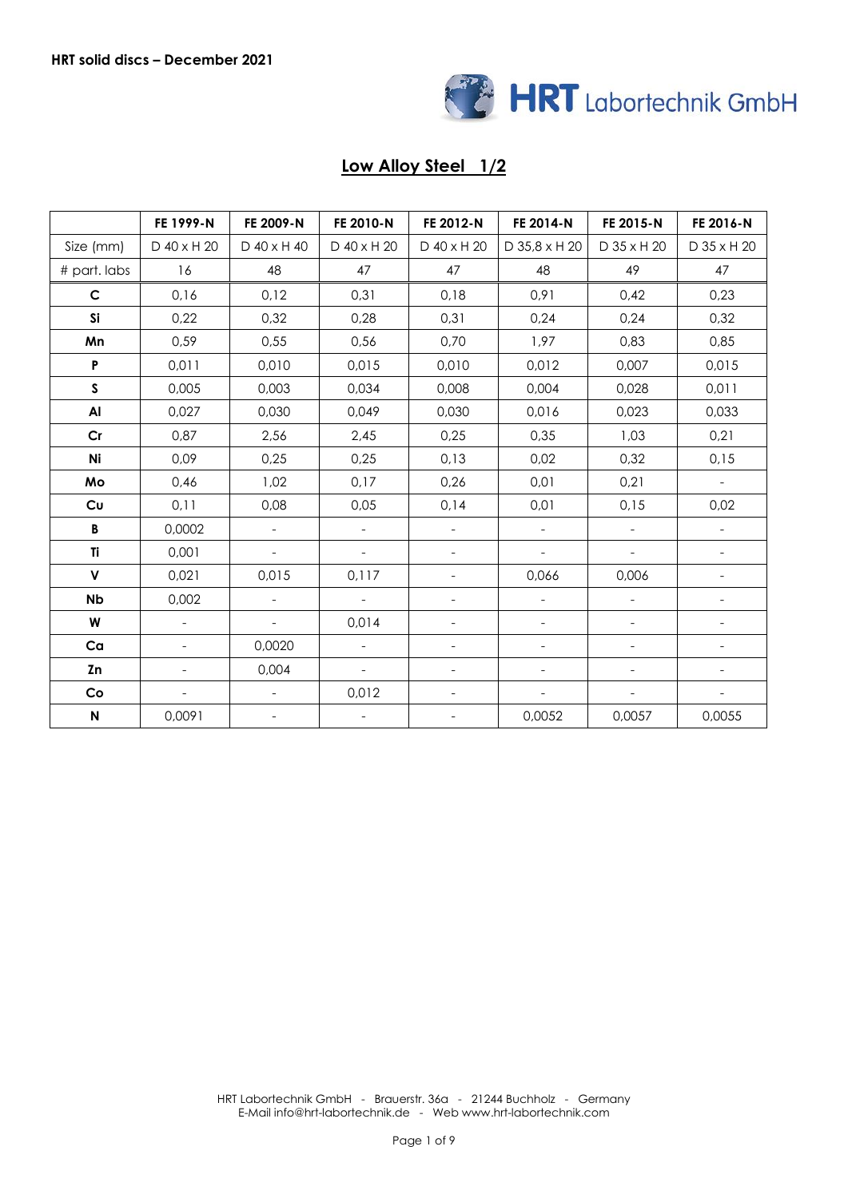**HRT solid discs – December 2021**

HRT Labortechnik GmbH

## Low Alloy Steel 1/2

| | FE 1999-N | FE 2009-N | FE 2010-N | FE 2012-N | FE 2014-N | FE 2015-N | FE 2016-N |
|---|---|---|---|---|---|---|---|
| Size (mm) | D 40 x H 20 | D 40 x H 40 | D 40 x H 20 | D 40 x H 20 | D 35,8 x H 20 | D 35 x H 20 | D 35 x H 20 |
| # part. labs | 16 | 48 | 47 | 47 | 48 | 49 | 47 |
| **C** | 0,16 | 0,12 | 0,31 | 0,18 | 0,91 | 0,42 | 0,23 |
| **Si** | 0,22 | 0,32 | 0,28 | 0,31 | 0,24 | 0,24 | 0,32 |
| **Mn** | 0,59 | 0,55 | 0,56 | 0,70 | 1,97 | 0,83 | 0,85 |
| **P** | 0,011 | 0,010 | 0,015 | 0,010 | 0,012 | 0,007 | 0,015 |
| **S** | 0,005 | 0,003 | 0,034 | 0,008 | 0,004 | 0,028 | 0,011 |
| **Al** | 0,027 | 0,030 | 0,049 | 0,030 | 0,016 | 0,023 | 0,033 |
| **Cr** | 0,87 | 2,56 | 2,45 | 0,25 | 0,35 | 1,03 | 0,21 |
| **Ni** | 0,09 | 0,25 | 0,25 | 0,13 | 0,02 | 0,32 | 0,15 |
| **Mo** | 0,46 | 1,02 | 0,17 | 0,26 | 0,01 | 0,21 | - |
| **Cu** | 0,11 | 0,08 | 0,05 | 0,14 | 0,01 | 0,15 | 0,02 |
| **B** | 0,0002 | - | - | - | - | - | - |
| **Ti** | 0,001 | - | - | - | - | - | - |
| **V** | 0,021 | 0,015 | 0,117 | - | 0,066 | 0,006 | - |
| **Nb** | 0,002 | - | - | - | - | - | - |
| **W** | - | - | 0,014 | - | - | - | - |
| **Ca** | - | 0,0020 | - | - | - | - | - |
| **Zn** | - | 0,004 | - | - | - | - | - |
| **Co** | - | - | 0,012 | - | - | - | - |
| **N** | 0,0091 | - | - | - | 0,0052 | 0,0057 | 0,0055 |

HRT Labortechnik GmbH - Brauerstr. 36a - 21244 Buchholz - Germany
E-Mail info@hrt-labortechnik.de - Web www.hrt-labortechnik.com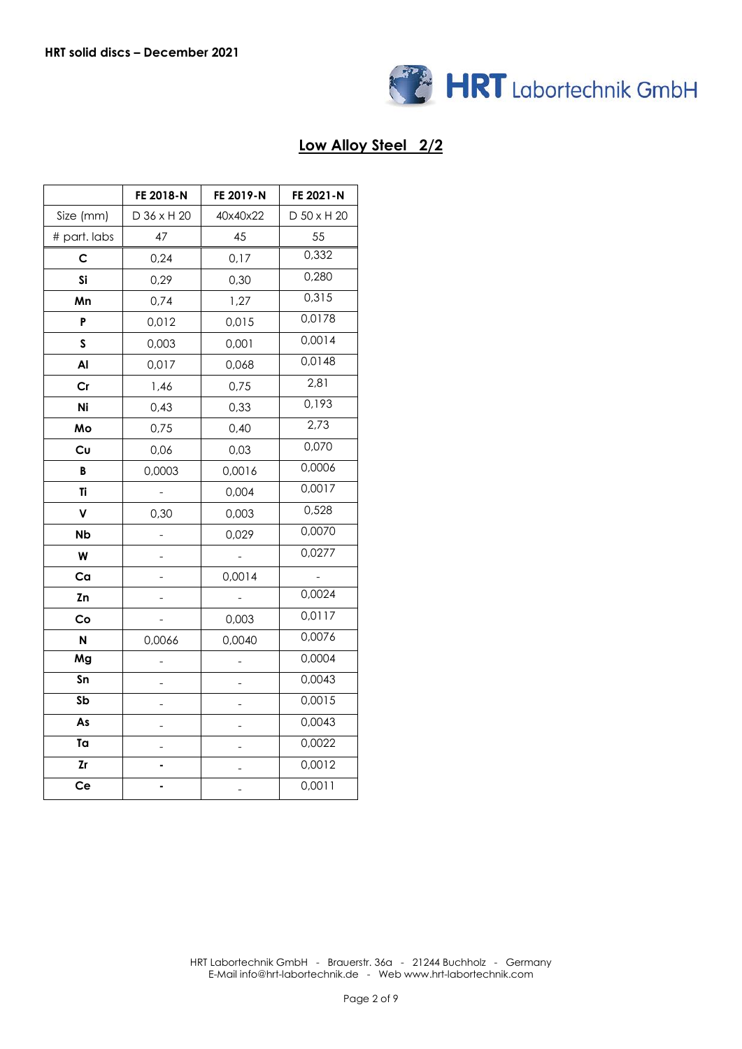**HRT solid discs – December 2021**

## Low Alloy Steel 2/2

| | FE 2018-N | FE 2019-N | FE 2021-N |
|---|---|---|---|
| Size (mm) | D 36 x H 20 | 40x40x22 | D 50 x H 20 |
| # part. labs | 47 | 45 | 55 |
| C | 0,24 | 0,17 | 0,332 |
| Si | 0,29 | 0,30 | 0,280 |
| Mn | 0,74 | 1,27 | 0,315 |
| P | 0,012 | 0,015 | 0,0178 |
| S | 0,003 | 0,001 | 0,0014 |
| Al | 0,017 | 0,068 | 0,0148 |
| Cr | 1,46 | 0,75 | 2,81 |
| Ni | 0,43 | 0,33 | 0,193 |
| Mo | 0,75 | 0,40 | 2,73 |
| Cu | 0,06 | 0,03 | 0,070 |
| B | 0,0003 | 0,0016 | 0,0006 |
| Ti | - | 0,004 | 0,0017 |
| V | 0,30 | 0,003 | 0,528 |
| Nb | - | 0,029 | 0,0070 |
| W | - | - | 0,0277 |
| Ca | - | 0,0014 | - |
| Zn | - | - | 0,0024 |
| Co | - | 0,003 | 0,0117 |
| N | 0,0066 | 0,0040 | 0,0076 |
| Mg | - | - | 0,0004 |
| Sn | - | - | 0,0043 |
| Sb | - | - | 0,0015 |
| As | - | - | 0,0043 |
| Ta | - | - | 0,0022 |
| Zr | - | - | 0,0012 |
| Ce | - | - | 0,0011 |

HRT Labortechnik GmbH - Brauerstr. 36a - 21244 Buchholz - Germany
E-Mail info@hrt-labortechnik.de - Web www.hrt-labortechnik.com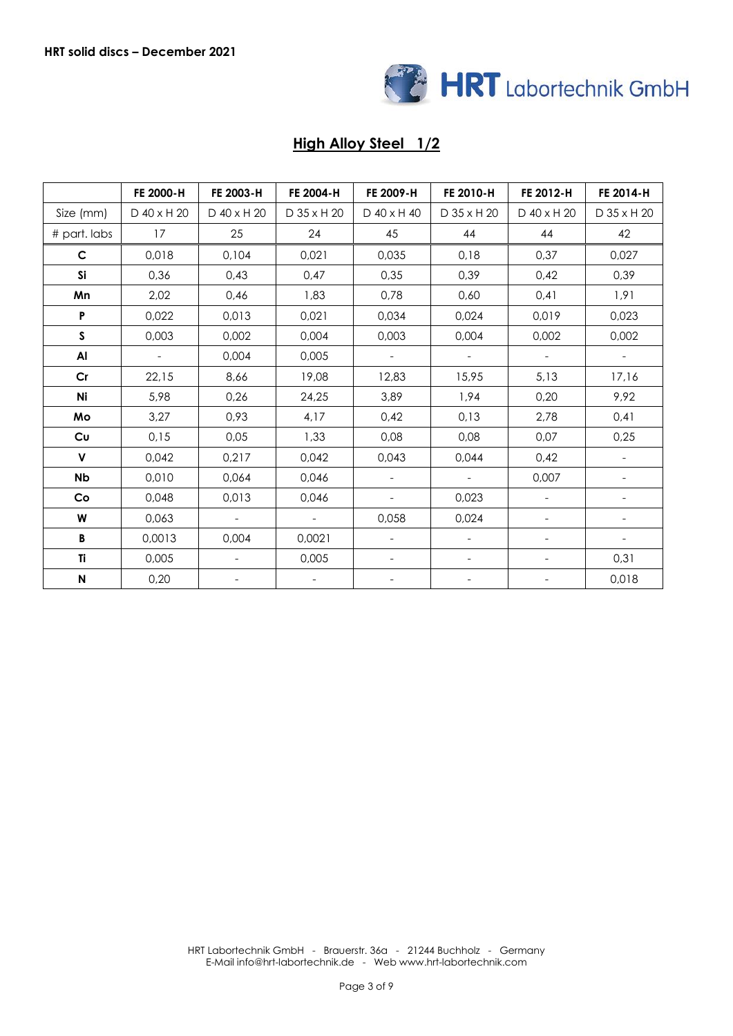**HRT solid discs – December 2021**

## High Alloy Steel 1/2

| | FE 2000-H | FE 2003-H | FE 2004-H | FE 2009-H | FE 2010-H | FE 2012-H | FE 2014-H |
|---|---|---|---|---|---|---|---|
| Size (mm) | D 40 x H 20 | D 40 x H 20 | D 35 x H 20 | D 40 x H 40 | D 35 x H 20 | D 40 x H 20 | D 35 x H 20 |
| # part. labs | 17 | 25 | 24 | 45 | 44 | 44 | 42 |
| **C** | 0,018 | 0,104 | 0,021 | 0,035 | 0,18 | 0,37 | 0,027 |
| **Si** | 0,36 | 0,43 | 0,47 | 0,35 | 0,39 | 0,42 | 0,39 |
| **Mn** | 2,02 | 0,46 | 1,83 | 0,78 | 0,60 | 0,41 | 1,91 |
| **P** | 0,022 | 0,013 | 0,021 | 0,034 | 0,024 | 0,019 | 0,023 |
| **S** | 0,003 | 0,002 | 0,004 | 0,003 | 0,004 | 0,002 | 0,002 |
| **Al** | - | 0,004 | 0,005 | - | - | - | - |
| **Cr** | 22,15 | 8,66 | 19,08 | 12,83 | 15,95 | 5,13 | 17,16 |
| **Ni** | 5,98 | 0,26 | 24,25 | 3,89 | 1,94 | 0,20 | 9,92 |
| **Mo** | 3,27 | 0,93 | 4,17 | 0,42 | 0,13 | 2,78 | 0,41 |
| **Cu** | 0,15 | 0,05 | 1,33 | 0,08 | 0,08 | 0,07 | 0,25 |
| **V** | 0,042 | 0,217 | 0,042 | 0,043 | 0,044 | 0,42 | - |
| **Nb** | 0,010 | 0,064 | 0,046 | - | - | 0,007 | - |
| **Co** | 0,048 | 0,013 | 0,046 | - | 0,023 | - | - |
| **W** | 0,063 | - | - | 0,058 | 0,024 | - | - |
| **B** | 0,0013 | 0,004 | 0,0021 | - | - | - | - |
| **Ti** | 0,005 | - | 0,005 | - | - | - | 0,31 |
| **N** | 0,20 | - | - | - | - | - | 0,018 |

HRT Labortechnik GmbH - Brauerstr. 36a - 21244 Buchholz - Germany
E-Mail info@hrt-labortechnik.de - Web www.hrt-labortechnik.com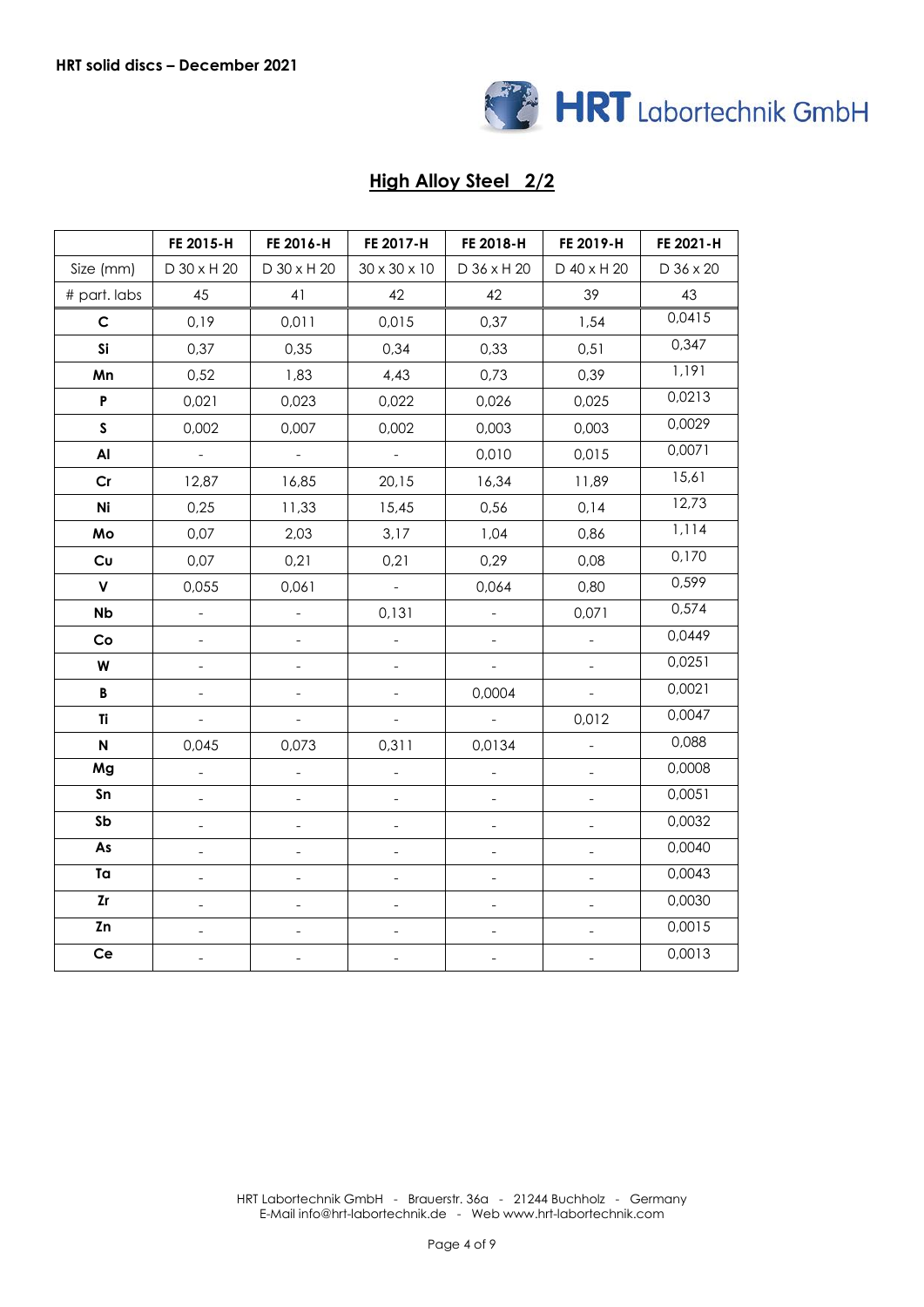**HRT solid discs – December 2021**

HRT Labortechnik GmbH

## High Alloy Steel 2/2

| | FE 2015-H | FE 2016-H | FE 2017-H | FE 2018-H | FE 2019-H | FE 2021-H |
|---|---|---|---|---|---|---|
| Size (mm) | D 30 x H 20 | D 30 x H 20 | 30 x 30 x 10 | D 36 x H 20 | D 40 x H 20 | D 36 x 20 |
| # part. labs | 45 | 41 | 42 | 42 | 39 | 43 |
| **C** | 0,19 | 0,011 | 0,015 | 0,37 | 1,54 | 0,0415 |
| **Si** | 0,37 | 0,35 | 0,34 | 0,33 | 0,51 | 0,347 |
| **Mn** | 0,52 | 1,83 | 4,43 | 0,73 | 0,39 | 1,191 |
| **P** | 0,021 | 0,023 | 0,022 | 0,026 | 0,025 | 0,0213 |
| **S** | 0,002 | 0,007 | 0,002 | 0,003 | 0,003 | 0,0029 |
| **Al** | - | - | - | 0,010 | 0,015 | 0,0071 |
| **Cr** | 12,87 | 16,85 | 20,15 | 16,34 | 11,89 | 15,61 |
| **Ni** | 0,25 | 11,33 | 15,45 | 0,56 | 0,14 | 12,73 |
| **Mo** | 0,07 | 2,03 | 3,17 | 1,04 | 0,86 | 1,114 |
| **Cu** | 0,07 | 0,21 | 0,21 | 0,29 | 0,08 | 0,170 |
| **V** | 0,055 | 0,061 | - | 0,064 | 0,80 | 0,599 |
| **Nb** | - | - | 0,131 | - | 0,071 | 0,574 |
| **Co** | - | - | - | - | - | 0,0449 |
| **W** | - | - | - | - | - | 0,0251 |
| **B** | - | - | - | 0,0004 | - | 0,0021 |
| **Ti** | - | - | - | - | 0,012 | 0,0047 |
| **N** | 0,045 | 0,073 | 0,311 | 0,0134 | - | 0,088 |
| **Mg** | - | - | - | - | - | 0,0008 |
| **Sn** | - | - | - | - | - | 0,0051 |
| **Sb** | - | - | - | - | - | 0,0032 |
| **As** | - | - | - | - | - | 0,0040 |
| **Ta** | - | - | - | - | - | 0,0043 |
| **Zr** | - | - | - | - | - | 0,0030 |
| **Zn** | - | - | - | - | - | 0,0015 |
| **Ce** | - | - | - | - | - | 0,0013 |

HRT Labortechnik GmbH - Brauerstr. 36a - 21244 Buchholz - Germany
E-Mail info@hrt-labortechnik.de - Web www.hrt-labortechnik.com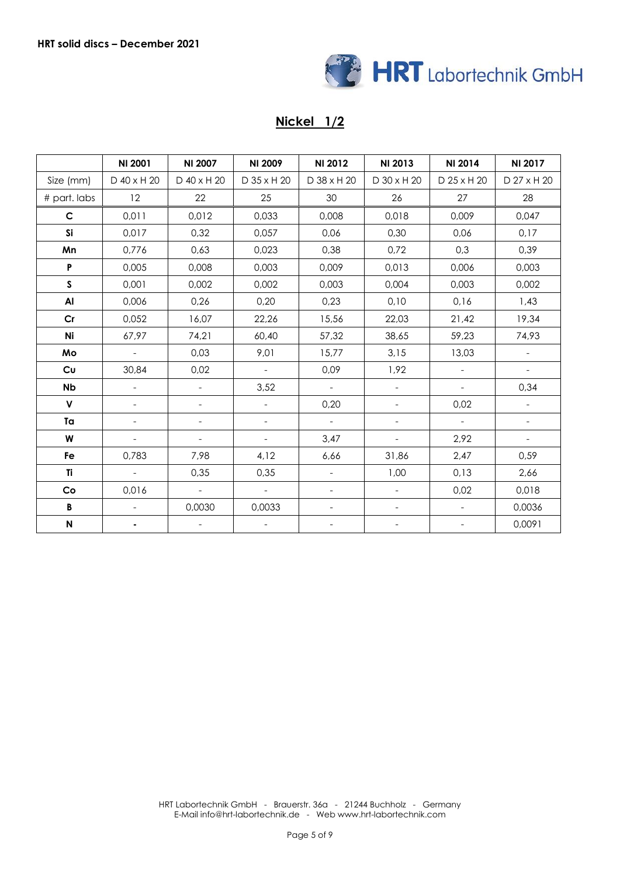**HRT solid discs – December 2021**

## Nickel 1/2

| | NI 2001 | NI 2007 | NI 2009 | NI 2012 | NI 2013 | NI 2014 | NI 2017 |
|---|---|---|---|---|---|---|---|
| Size (mm) | D 40 x H 20 | D 40 x H 20 | D 35 x H 20 | D 38 x H 20 | D 30 x H 20 | D 25 x H 20 | D 27 x H 20 |
| # part. labs | 12 | 22 | 25 | 30 | 26 | 27 | 28 |
| **C** | 0,011 | 0,012 | 0,033 | 0,008 | 0,018 | 0,009 | 0,047 |
| **Si** | 0,017 | 0,32 | 0,057 | 0,06 | 0,30 | 0,06 | 0,17 |
| **Mn** | 0,776 | 0,63 | 0,023 | 0,38 | 0,72 | 0,3 | 0,39 |
| **P** | 0,005 | 0,008 | 0,003 | 0,009 | 0,013 | 0,006 | 0,003 |
| **S** | 0,001 | 0,002 | 0,002 | 0,003 | 0,004 | 0,003 | 0,002 |
| **Al** | 0,006 | 0,26 | 0,20 | 0,23 | 0,10 | 0,16 | 1,43 |
| **Cr** | 0,052 | 16,07 | 22,26 | 15,56 | 22,03 | 21,42 | 19,34 |
| **Ni** | 67,97 | 74,21 | 60,40 | 57,32 | 38,65 | 59,23 | 74,93 |
| **Mo** | - | 0,03 | 9,01 | 15,77 | 3,15 | 13,03 | - |
| **Cu** | 30,84 | 0,02 | - | 0,09 | 1,92 | - | - |
| **Nb** | - | - | 3,52 | - | - | - | 0,34 |
| **V** | - | - | - | 0,20 | - | 0,02 | - |
| **Ta** | - | - | - | - | - | - | - |
| **W** | - | - | - | 3,47 | - | 2,92 | - |
| **Fe** | 0,783 | 7,98 | 4,12 | 6,66 | 31,86 | 2,47 | 0,59 |
| **Ti** | - | 0,35 | 0,35 | - | 1,00 | 0,13 | 2,66 |
| **Co** | 0,016 | - | - | - | - | 0,02 | 0,018 |
| **B** | - | 0,0030 | 0,0033 | - | - | - | 0,0036 |
| **N** | - | - | - | - | - | - | 0,0091 |

HRT Labortechnik GmbH - Brauerstr. 36a - 21244 Buchholz - Germany
E-Mail info@hrt-labortechnik.de - Web www.hrt-labortechnik.com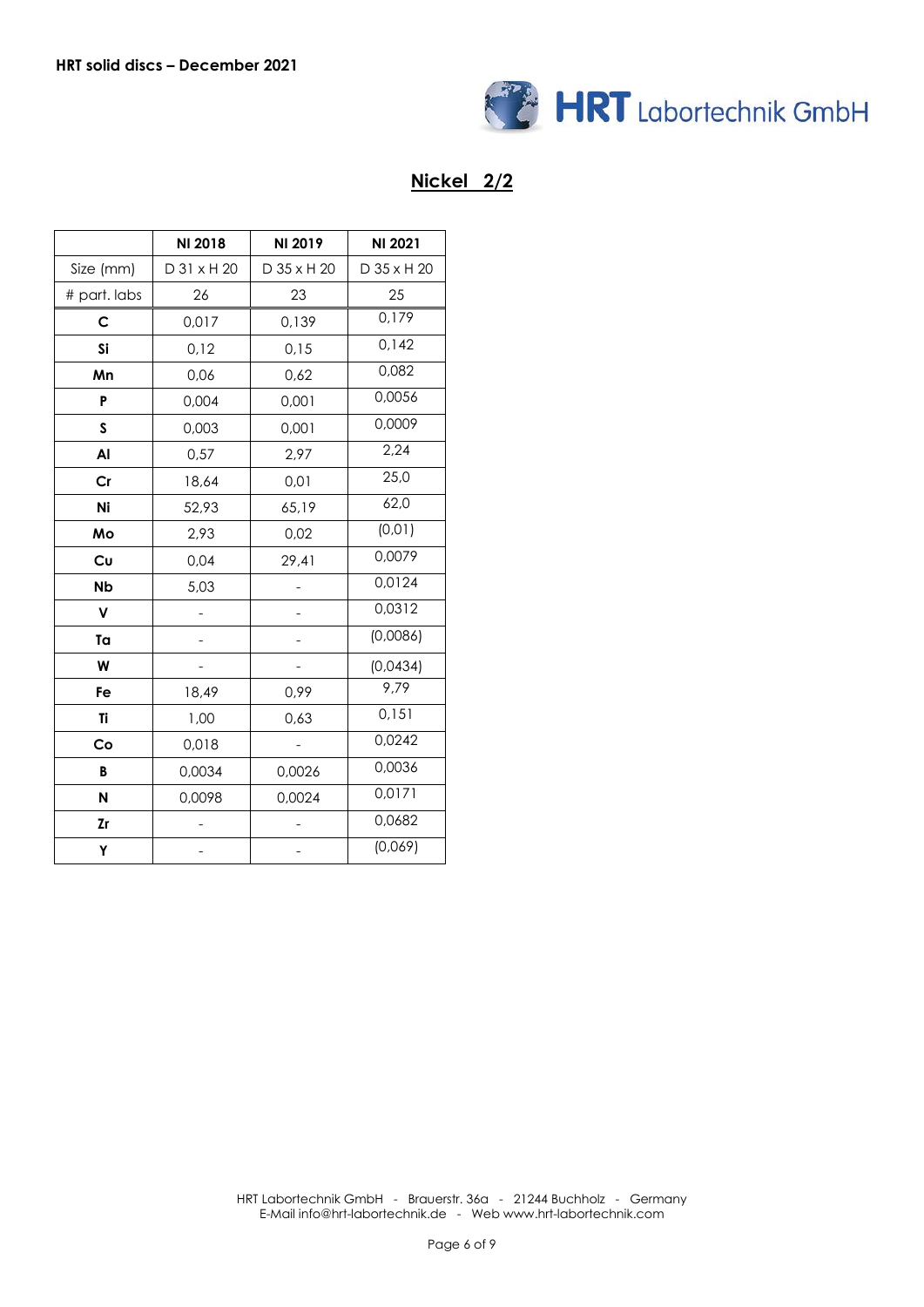HRT solid discs – December 2021

## Nickel 2/2

| | NI 2018 | NI 2019 | NI 2021 |
|---|---|---|---|
| Size (mm) | D 31 x H 20 | D 35 x H 20 | D 35 x H 20 |
| # part. labs | 26 | 23 | 25 |
| **C** | 0,017 | 0,139 | 0,179 |
| **Si** | 0,12 | 0,15 | 0,142 |
| **Mn** | 0,06 | 0,62 | 0,082 |
| **P** | 0,004 | 0,001 | 0,0056 |
| **S** | 0,003 | 0,001 | 0,0009 |
| **Al** | 0,57 | 2,97 | 2,24 |
| **Cr** | 18,64 | 0,01 | 25,0 |
| **Ni** | 52,93 | 65,19 | 62,0 |
| **Mo** | 2,93 | 0,02 | (0,01) |
| **Cu** | 0,04 | 29,41 | 0,0079 |
| **Nb** | 5,03 | - | 0,0124 |
| **V** | - | - | 0,0312 |
| **Ta** | - | - | (0,0086) |
| **W** | - | - | (0,0434) |
| **Fe** | 18,49 | 0,99 | 9,79 |
| **Ti** | 1,00 | 0,63 | 0,151 |
| **Co** | 0,018 | - | 0,0242 |
| **B** | 0,0034 | 0,0026 | 0,0036 |
| **N** | 0,0098 | 0,0024 | 0,0171 |
| **Zr** | - | - | 0,0682 |
| **Y** | - | - | (0,069) |

HRT Labortechnik GmbH - Brauerstr. 36a - 21244 Buchholz - Germany
E-Mail info@hrt-labortechnik.de - Web www.hrt-labortechnik.com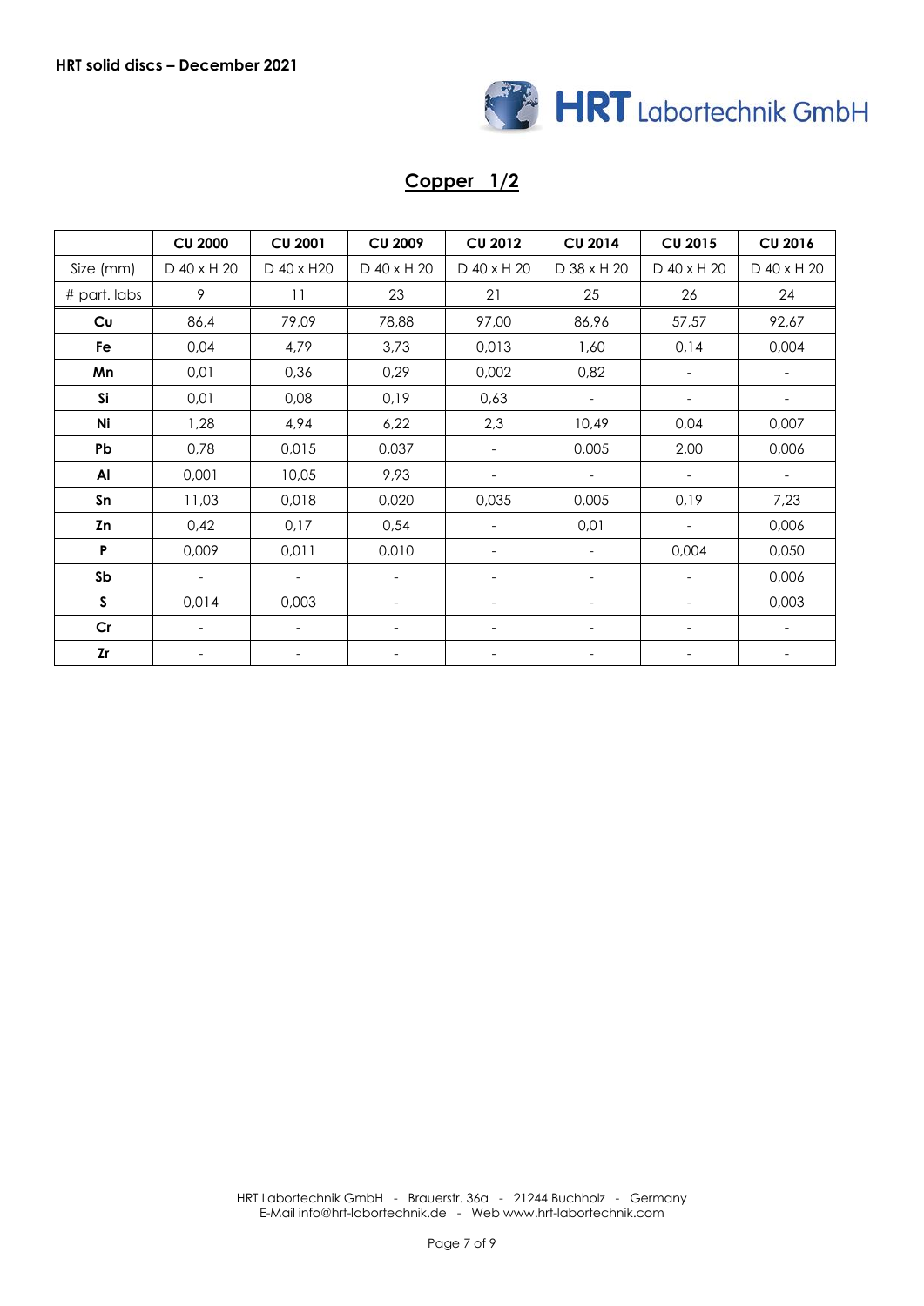**HRT solid discs – December 2021**

## Copper 1/2

| | CU 2000 | CU 2001 | CU 2009 | CU 2012 | CU 2014 | CU 2015 | CU 2016 |
|---|---|---|---|---|---|---|---|
| Size (mm) | D 40 x H 20 | D 40 x H20 | D 40 x H 20 | D 40 x H 20 | D 38 x H 20 | D 40 x H 20 | D 40 x H 20 |
| # part. labs | 9 | 11 | 23 | 21 | 25 | 26 | 24 |
| **Cu** | 86,4 | 79,09 | 78,88 | 97,00 | 86,96 | 57,57 | 92,67 |
| **Fe** | 0,04 | 4,79 | 3,73 | 0,013 | 1,60 | 0,14 | 0,004 |
| **Mn** | 0,01 | 0,36 | 0,29 | 0,002 | 0,82 | - | - |
| **Si** | 0,01 | 0,08 | 0,19 | 0,63 | - | - | - |
| **Ni** | 1,28 | 4,94 | 6,22 | 2,3 | 10,49 | 0,04 | 0,007 |
| **Pb** | 0,78 | 0,015 | 0,037 | - | 0,005 | 2,00 | 0,006 |
| **Al** | 0,001 | 10,05 | 9,93 | - | - | - | - |
| **Sn** | 11,03 | 0,018 | 0,020 | 0,035 | 0,005 | 0,19 | 7,23 |
| **Zn** | 0,42 | 0,17 | 0,54 | - | 0,01 | - | 0,006 |
| **P** | 0,009 | 0,011 | 0,010 | - | - | 0,004 | 0,050 |
| **Sb** | - | - | - | - | - | - | 0,006 |
| **S** | 0,014 | 0,003 | - | - | - | - | 0,003 |
| **Cr** | - | - | - | - | - | - | - |
| **Zr** | - | - | - | - | - | - | - |

HRT Labortechnik GmbH - Brauerstr. 36a - 21244 Buchholz - Germany
E-Mail info@hrt-labortechnik.de - Web www.hrt-labortechnik.com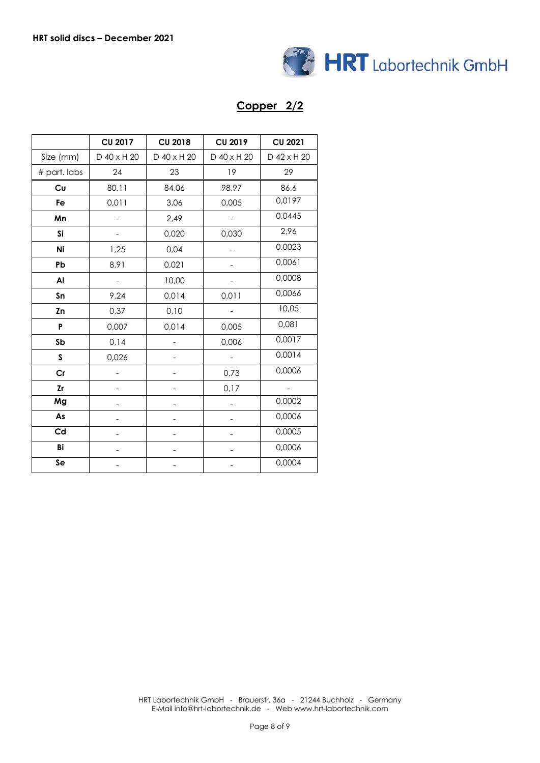**HRT solid discs – December 2021**

## Copper 2/2

| | CU 2017 | CU 2018 | CU 2019 | CU 2021 |
|---|---|---|---|---|
| Size (mm) | D 40 x H 20 | D 40 x H 20 | D 40 x H 20 | D 42 x H 20 |
| # part. labs | 24 | 23 | 19 | 29 |
| **Cu** | 80,11 | 84,06 | 98,97 | 86,6 |
| **Fe** | 0,011 | 3,06 | 0,005 | 0,0197 |
| **Mn** | - | 2,49 | - | 0,0445 |
| **Si** | - | 0,020 | 0,030 | 2,96 |
| **Ni** | 1,25 | 0,04 | - | 0,0023 |
| **Pb** | 8,91 | 0,021 | - | 0,0061 |
| **Al** | - | 10,00 | - | 0,0008 |
| **Sn** | 9,24 | 0,014 | 0,011 | 0,0066 |
| **Zn** | 0,37 | 0,10 | - | 10,05 |
| **P** | 0,007 | 0,014 | 0,005 | 0,081 |
| **Sb** | 0,14 | - | 0,006 | 0,0017 |
| **S** | 0,026 | - | - | 0,0014 |
| **Cr** | - | - | 0,73 | 0,0006 |
| **Zr** | - | - | 0,17 | - |
| **Mg** | - | - | - | 0,0002 |
| **As** | - | - | - | 0,0006 |
| **Cd** | - | - | - | 0,0005 |
| **Bi** | - | - | - | 0,0006 |
| **Se** | - | - | - | 0,0004 |

HRT Labortechnik GmbH - Brauerstr. 36a - 21244 Buchholz - Germany
E-Mail info@hrt-labortechnik.de - Web www.hrt-labortechnik.com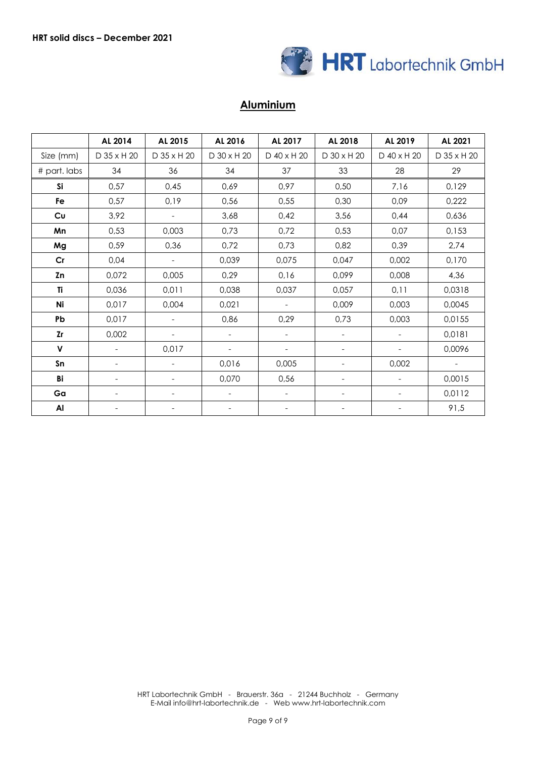HRT solid discs – December 2021

HRT Labortechnik GmbH

## Aluminium

| | AL 2014 | AL 2015 | AL 2016 | AL 2017 | AL 2018 | AL 2019 | AL 2021 |
|---|---|---|---|---|---|---|---|
| Size (mm) | D 35 x H 20 | D 35 x H 20 | D 30 x H 20 | D 40 x H 20 | D 30 x H 20 | D 40 x H 20 | D 35 x H 20 |
| # part. labs | 34 | 36 | 34 | 37 | 33 | 28 | 29 |
| **Si** | 0,57 | 0,45 | 0,69 | 0,97 | 0,50 | 7,16 | 0,129 |
| **Fe** | 0,57 | 0,19 | 0,56 | 0,55 | 0,30 | 0,09 | 0,222 |
| **Cu** | 3,92 | - | 3,68 | 0,42 | 3,56 | 0,44 | 0,636 |
| **Mn** | 0,53 | 0,003 | 0,73 | 0,72 | 0,53 | 0,07 | 0,153 |
| **Mg** | 0,59 | 0,36 | 0,72 | 0,73 | 0,82 | 0,39 | 2,74 |
| **Cr** | 0,04 | - | 0,039 | 0,075 | 0,047 | 0,002 | 0,170 |
| **Zn** | 0,072 | 0,005 | 0,29 | 0,16 | 0,099 | 0,008 | 4,36 |
| **Ti** | 0,036 | 0,011 | 0,038 | 0,037 | 0,057 | 0,11 | 0,0318 |
| **Ni** | 0,017 | 0,004 | 0,021 | - | 0,009 | 0,003 | 0,0045 |
| **Pb** | 0,017 | - | 0,86 | 0,29 | 0,73 | 0,003 | 0,0155 |
| **Zr** | 0,002 | - | - | - | - | - | 0,0181 |
| **V** | - | 0,017 | - | - | - | - | 0,0096 |
| **Sn** | - | - | 0,016 | 0,005 | - | 0,002 | - |
| **Bi** | - | - | 0,070 | 0,56 | - | - | 0,0015 |
| **Ga** | - | - | - | - | - | - | 0,0112 |
| **Al** | - | - | - | - | - | - | 91,5 |

HRT Labortechnik GmbH - Brauerstr. 36a - 21244 Buchholz - Germany
E-Mail info@hrt-labortechnik.de - Web www.hrt-labortechnik.com